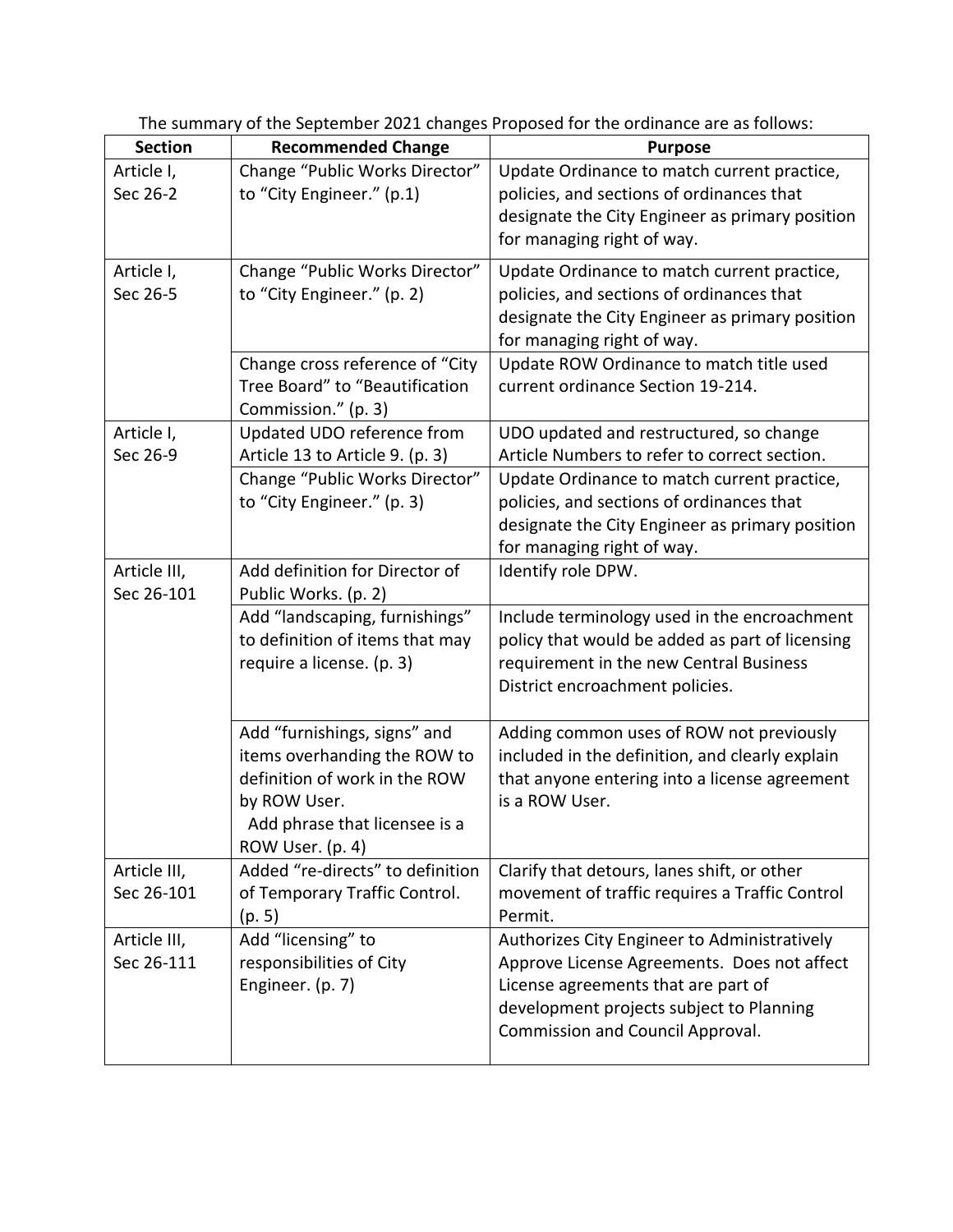The summary of the September 2021 changes Proposed for the ordinance are as follows:

| Section | Recommended Change | Purpose |
|---|---|---|
| Article I, Sec 26-2 | Change "Public Works Director" to "City Engineer." (p.1) | Update Ordinance to match current practice, policies, and sections of ordinances that designate the City Engineer as primary position for managing right of way. |
| Article I, Sec 26-5 | Change "Public Works Director" to "City Engineer." (p. 2) | Update Ordinance to match current practice, policies, and sections of ordinances that designate the City Engineer as primary position for managing right of way. |
| | Change cross reference of "City Tree Board" to "Beautification Commission." (p. 3) | Update ROW Ordinance to match title used current ordinance Section 19-214. |
| Article I, Sec 26-9 | Updated UDO reference from Article 13 to Article 9. (p. 3) | UDO updated and restructured, so change Article Numbers to refer to correct section. |
| | Change "Public Works Director" to "City Engineer." (p. 3) | Update Ordinance to match current practice, policies, and sections of ordinances that designate the City Engineer as primary position for managing right of way. |
| Article III, Sec 26-101 | Add definition for Director of Public Works. (p. 2) | Identify role DPW. |
| | Add "landscaping, furnishings" to definition of items that may require a license. (p. 3) | Include terminology used in the encroachment policy that would be added as part of licensing requirement in the new Central Business District encroachment policies. |
| | Add "furnishings, signs" and items overhanding the ROW to definition of work in the ROW by ROW User. Add phrase that licensee is a ROW User. (p. 4) | Adding common uses of ROW not previously included in the definition, and clearly explain that anyone entering into a license agreement is a ROW User. |
| Article III, Sec 26-101 | Added "re-directs" to definition of Temporary Traffic Control. (p. 5) | Clarify that detours, lanes shift, or other movement of traffic requires a Traffic Control Permit. |
| Article III, Sec 26-111 | Add "licensing" to responsibilities of City Engineer. (p. 7) | Authorizes City Engineer to Administratively Approve License Agreements. Does not affect License agreements that are part of development projects subject to Planning Commission and Council Approval. |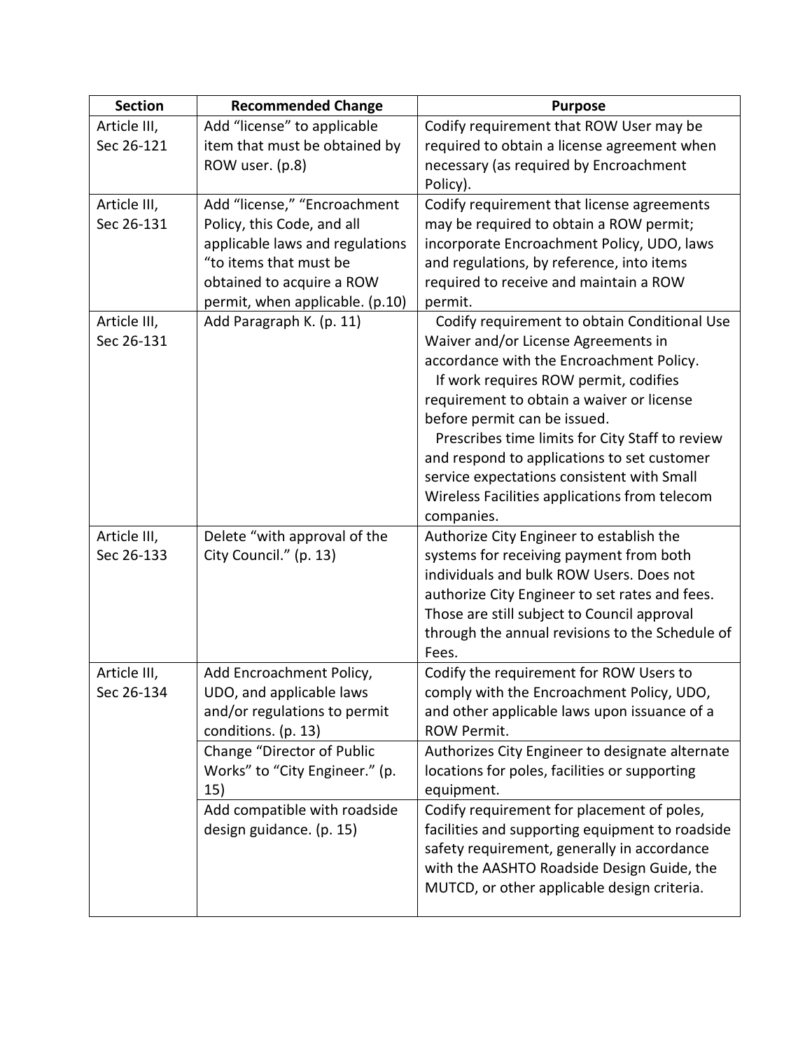| Section | Recommended Change | Purpose |
| --- | --- | --- |
| Article III, Sec 26-121 | Add "license" to applicable item that must be obtained by ROW user. (p.8) | Codify requirement that ROW User may be required to obtain a license agreement when necessary (as required by Encroachment Policy). |
| Article III, Sec 26-131 | Add "license," "Encroachment Policy, this Code, and all applicable laws and regulations "to items that must be obtained to acquire a ROW permit, when applicable. (p.10) | Codify requirement that license agreements may be required to obtain a ROW permit; incorporate Encroachment Policy, UDO, laws and regulations, by reference, into items required to receive and maintain a ROW permit. |
| Article III, Sec 26-131 | Add Paragraph K. (p. 11) | Codify requirement to obtain Conditional Use Waiver and/or License Agreements in accordance with the Encroachment Policy. If work requires ROW permit, codifies requirement to obtain a waiver or license before permit can be issued. Prescribes time limits for City Staff to review and respond to applications to set customer service expectations consistent with Small Wireless Facilities applications from telecom companies. |
| Article III, Sec 26-133 | Delete "with approval of the City Council." (p. 13) | Authorize City Engineer to establish the systems for receiving payment from both individuals and bulk ROW Users. Does not authorize City Engineer to set rates and fees. Those are still subject to Council approval through the annual revisions to the Schedule of Fees. |
| Article III, Sec 26-134 | Add Encroachment Policy, UDO, and applicable laws and/or regulations to permit conditions. (p. 13) | Codify the requirement for ROW Users to comply with the Encroachment Policy, UDO, and other applicable laws upon issuance of a ROW Permit. |
| | Change "Director of Public Works" to "City Engineer." (p. 15) | Authorizes City Engineer to designate alternate locations for poles, facilities or supporting equipment. |
| | Add compatible with roadside design guidance. (p. 15) | Codify requirement for placement of poles, facilities and supporting equipment to roadside safety requirement, generally in accordance with the AASHTO Roadside Design Guide, the MUTCD, or other applicable design criteria. |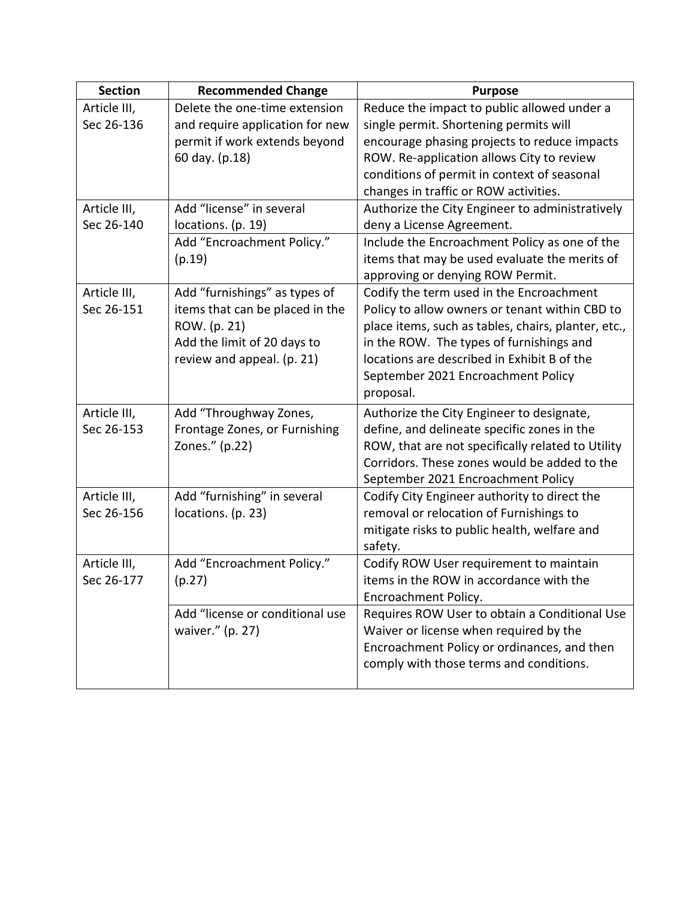| Section | Recommended Change | Purpose |
|---|---|---|
| Article III, Sec 26-136 | Delete the one-time extension and require application for new permit if work extends beyond 60 day. (p.18) | Reduce the impact to public allowed under a single permit. Shortening permits will encourage phasing projects to reduce impacts ROW. Re-application allows City to review conditions of permit in context of seasonal changes in traffic or ROW activities. |
| Article III, Sec 26-140 | Add "license" in several locations. (p. 19) | Authorize the City Engineer to administratively deny a License Agreement. |
| | Add "Encroachment Policy." (p.19) | Include the Encroachment Policy as one of the items that may be used evaluate the merits of approving or denying ROW Permit. |
| Article III, Sec 26-151 | Add "furnishings" as types of items that can be placed in the ROW. (p. 21)<br>Add the limit of 20 days to review and appeal. (p. 21) | Codify the term used in the Encroachment Policy to allow owners or tenant within CBD to place items, such as tables, chairs, planter, etc., in the ROW. The types of furnishings and locations are described in Exhibit B of the September 2021 Encroachment Policy proposal. |
| Article III, Sec 26-153 | Add "Throughway Zones, Frontage Zones, or Furnishing Zones." (p.22) | Authorize the City Engineer to designate, define, and delineate specific zones in the ROW, that are not specifically related to Utility Corridors. These zones would be added to the September 2021 Encroachment Policy |
| Article III, Sec 26-156 | Add "furnishing" in several locations. (p. 23) | Codify City Engineer authority to direct the removal or relocation of Furnishings to mitigate risks to public health, welfare and safety. |
| Article III, Sec 26-177 | Add "Encroachment Policy." (p.27) | Codify ROW User requirement to maintain items in the ROW in accordance with the Encroachment Policy. |
| | Add "license or conditional use waiver." (p. 27) | Requires ROW User to obtain a Conditional Use Waiver or license when required by the Encroachment Policy or ordinances, and then comply with those terms and conditions. |